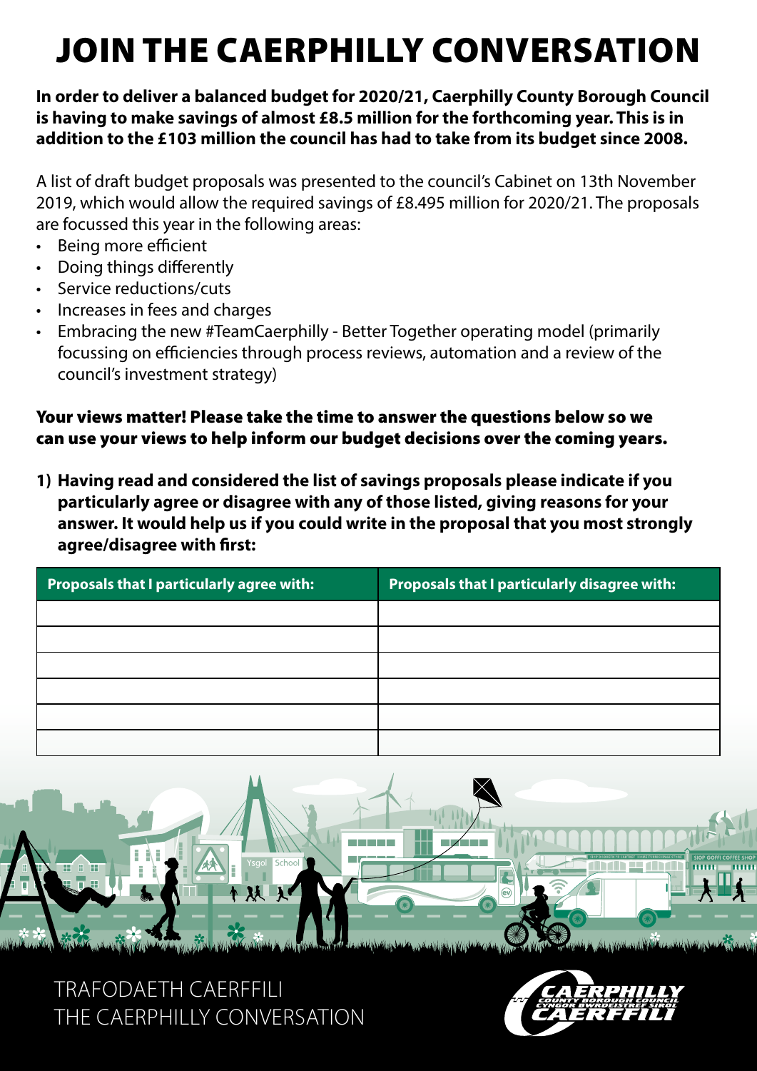# JOIN THE CAERPHILLY CONVERSATION

**In order to deliver a balanced budget for 2020/21, Caerphilly County Borough Council is having to make savings of almost £8.5 million for the forthcoming year. This is in addition to the £103 million the council has had to take from its budget since 2008.**

A list of draft budget proposals was presented to the council's Cabinet on 13th November 2019, which would allow the required savings of £8.495 million for 2020/21. The proposals are focussed this year in the following areas:

- Being more efficient
- Doing things differently
- Service reductions/cuts
- Increases in fees and charges
- Embracing the new #TeamCaerphilly - Better Together operating model (primarily focussing on efficiencies through process reviews, automation and a review of the council's investment strategy)

**Your views matter! Please take the time to answer the questions below so we can use your views to help inform our budget decisions over the coming years.**

**1) Having read and considered the list of savings proposals please indicate if you particularly agree or disagree with any of those listed, giving reasons for your answer. It would help us if you could write in the proposal that you most strongly agree/disagree with first:**

| Proposals that I particularly agree with: | Proposals that I particularly disagree with: |
|---|---|
| | |
| | |
| | |
| | |
| | |
| | |

TRAFODAETH CAERFFILI
THE CAERPHILLY CONVERSATION

CAERPHILLY COUNTY BOROUGH COUNCIL
CYNGOR BWRDEISTREF SIROL CAERFFILI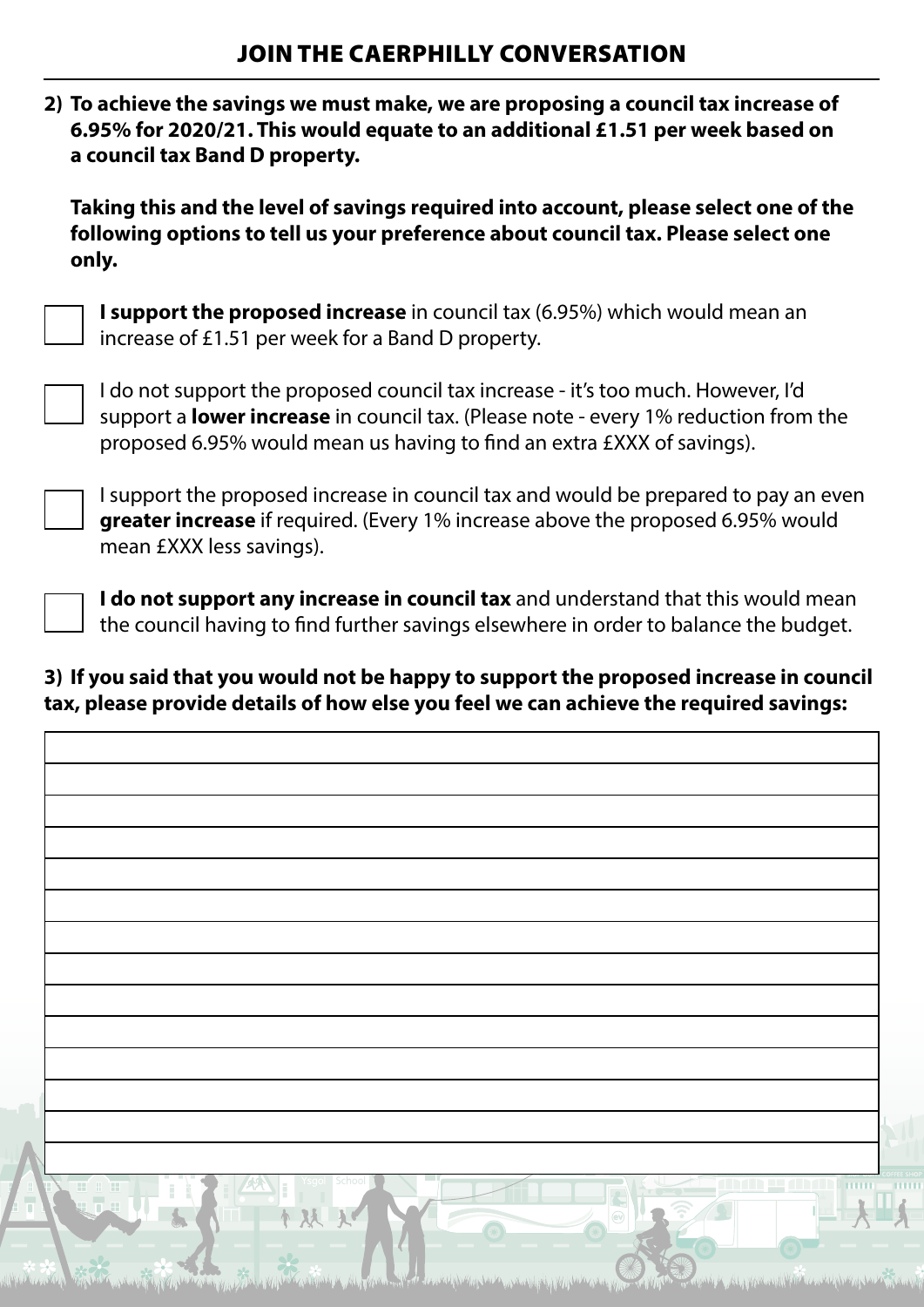## JOIN THE CAERPHILLY CONVERSATION

**2) To achieve the savings we must make, we are proposing a council tax increase of 6.95% for 2020/21. This would equate to an additional £1.51 per week based on a council tax Band D property.**

**Taking this and the level of savings required into account, please select one of the following options to tell us your preference about council tax. Please select one only.**

- ☐ **I support the proposed increase** in council tax (6.95%) which would mean an increase of £1.51 per week for a Band D property.
- ☐ I do not support the proposed council tax increase - it's too much. However, I'd support a **lower increase** in council tax. (Please note - every 1% reduction from the proposed 6.95% would mean us having to find an extra £XXX of savings).
- ☐ I support the proposed increase in council tax and would be prepared to pay an even **greater increase** if required. (Every 1% increase above the proposed 6.95% would mean £XXX less savings).
- ☐ **I do not support any increase in council tax** and understand that this would mean the council having to find further savings elsewhere in order to balance the budget.

**3) If you said that you would not be happy to support the proposed increase in council tax, please provide details of how else you feel we can achieve the required savings:**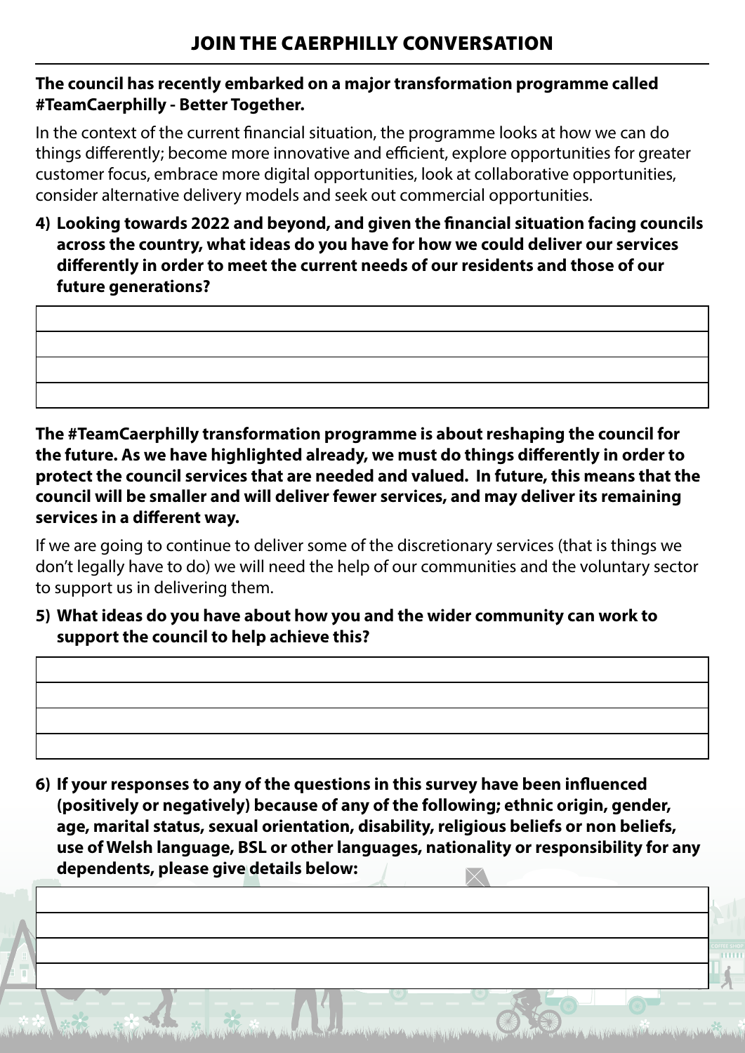## JOIN THE CAERPHILLY CONVERSATION

**The council has recently embarked on a major transformation programme called #TeamCaerphilly - Better Together.**

In the context of the current financial situation, the programme looks at how we can do things differently; become more innovative and efficient, explore opportunities for greater customer focus, embrace more digital opportunities, look at collaborative opportunities, consider alternative delivery models and seek out commercial opportunities.

**4) Looking towards 2022 and beyond, and given the financial situation facing councils across the country, what ideas do you have for how we could deliver our services differently in order to meet the current needs of our residents and those of our future generations?**

**The #TeamCaerphilly transformation programme is about reshaping the council for the future. As we have highlighted already, we must do things differently in order to protect the council services that are needed and valued. In future, this means that the council will be smaller and will deliver fewer services, and may deliver its remaining services in a different way.**

If we are going to continue to deliver some of the discretionary services (that is things we don't legally have to do) we will need the help of our communities and the voluntary sector to support us in delivering them.

**5) What ideas do you have about how you and the wider community can work to support the council to help achieve this?**

**6) If your responses to any of the questions in this survey have been influenced (positively or negatively) because of any of the following; ethnic origin, gender, age, marital status, sexual orientation, disability, religious beliefs or non beliefs, use of Welsh language, BSL or other languages, nationality or responsibility for any dependents, please give details below:**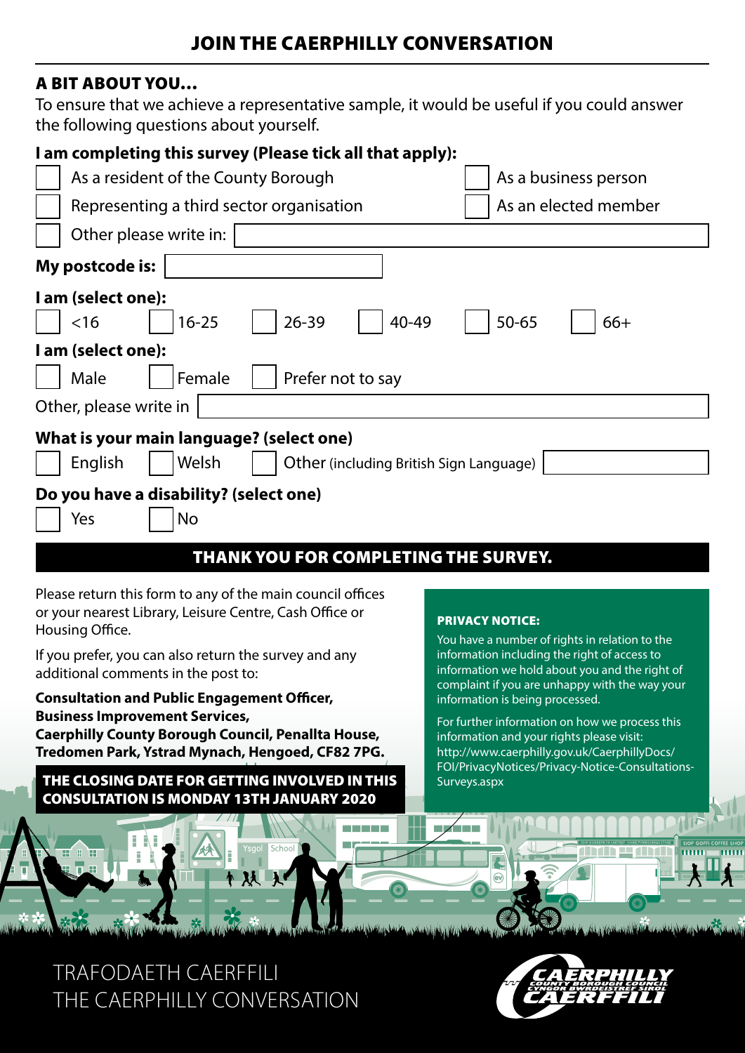## JOIN THE CAERPHILLY CONVERSATION

### A BIT ABOUT YOU…

To ensure that we achieve a representative sample, it would be useful if you could answer the following questions about yourself.

**I am completing this survey (Please tick all that apply):**

- ☐ As a resident of the County Borough
- ☐ As a business person
- ☐ Representing a third sector organisation
- ☐ As an elected member
- ☐ Other please write in: ______

**My postcode is:** ______

**I am (select one):**

☐ <16 ☐ 16-25 ☐ 26-39 ☐ 40-49 ☐ 50-65 ☐ 66+

**I am (select one):**

☐ Male ☐ Female ☐ Prefer not to say

Other, please write in ______

**What is your main language? (select one)**

☐ English ☐ Welsh ☐ Other (including British Sign Language) ______

**Do you have a disability? (select one)**

☐ Yes ☐ No

**THANK YOU FOR COMPLETING THE SURVEY.**

Please return this form to any of the main council offices or your nearest Library, Leisure Centre, Cash Office or Housing Office.

If you prefer, you can also return the survey and any additional comments in the post to:

**Consultation and Public Engagement Officer,**
**Business Improvement Services,**
**Caerphilly County Borough Council, Penallta House,**
**Tredomen Park, Ystrad Mynach, Hengoed, CF82 7PG.**

**THE CLOSING DATE FOR GETTING INVOLVED IN THIS CONSULTATION IS MONDAY 13TH JANUARY 2020**

**PRIVACY NOTICE:**

You have a number of rights in relation to the information including the right of access to information we hold about you and the right of complaint if you are unhappy with the way your information is being processed.

For further information on how we process this information and your rights please visit: http://www.caerphilly.gov.uk/CaerphillyDocs/FOI/PrivacyNotices/Privacy-Notice-Consultations-Surveys.aspx

TRAFODAETH CAERFFILI
THE CAERPHILLY CONVERSATION

CAERPHILLY COUNTY BOROUGH COUNCIL
CYNGOR BWRDEISTREF SIROL CAERFFILI